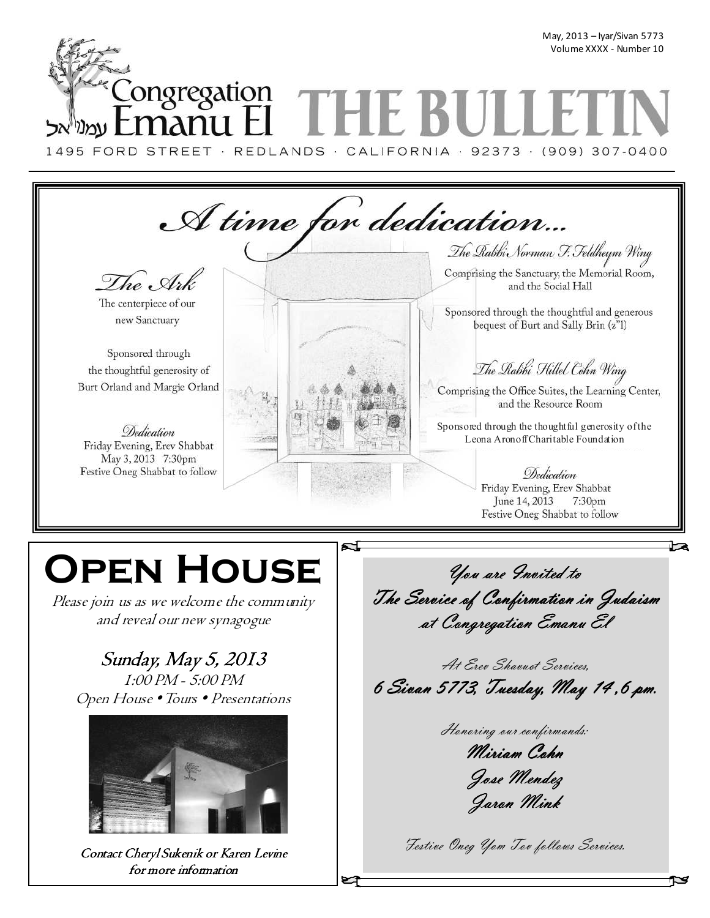May, 2013 – Iyar/Sivan 5773
Volume XXXX - Number 10

# Congregation Emanu El עמנו אל — THE BULLETIN

1495 FORD STREET · REDLANDS · CALIFORNIA · 92373 · (909) 307-0400

## *A time for dedication...*

### *The Ark*

The centerpiece of our new Sanctuary

Sponsored through the thoughtful generosity of Burt Orland and Margie Orland

*Dedication*
Friday Evening, Erev Shabbat
May 3, 2013 7:30pm
Festive Oneg Shabbat to follow

### *The Rabbi Norman F. Feldheym Wing*

Comprising the Sanctuary, the Memorial Room, and the Social Hall

Sponsored through the thoughtful and generous bequest of Burt and Sally Brin (z"l)

### *The Rabbi Hillel Cohn Wing*

Comprising the Office Suites, the Learning Center, and the Resource Room

Sponsored through the thoughtful generosity of the Leona Aronoff Charitable Foundation

*Dedication*
Friday Evening, Erev Shabbat
June 14, 2013 7:30pm
Festive Oneg Shabbat to follow

## Open House

*Please join us as we welcome the community and reveal our new synagogue*

*Sunday, May 5, 2013*
*1:00 PM - 5:00 PM*
*Open House • Tours • Presentations*

*Contact Cheryl Sukenik or Karen Levine for more information*

## *You are Invited to The Service of Confirmation in Judaism at Congregation Emanu El*

*At Erev Shavuot Services,*
***6 Sivan 5773, Tuesday, May 14, 6 pm.***

*Honoring our confirmands:*

***Miriam Cohn***
***Jose Mendez***
***Jaron Mink***

*Festive Oneg Yom Tov follows Services.*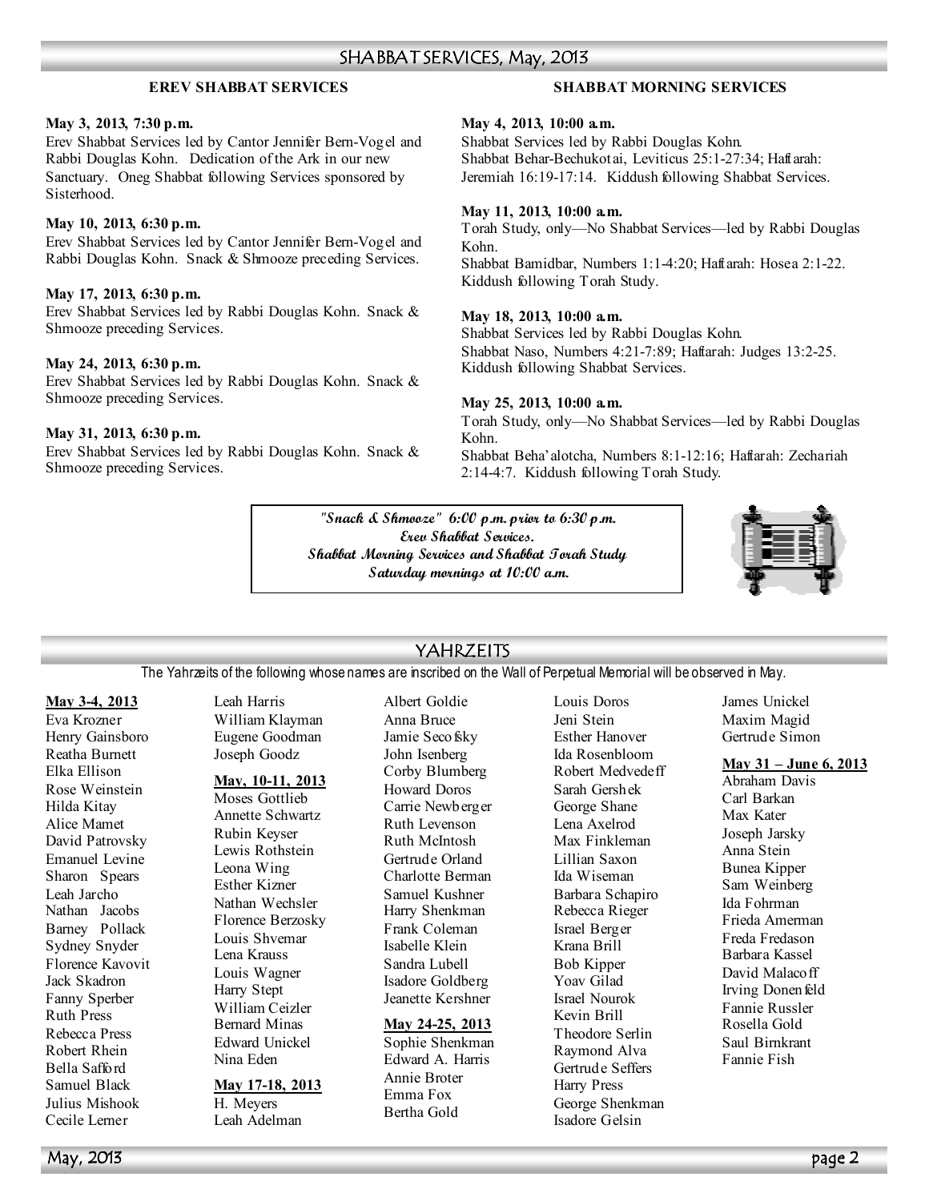# SHABBAT SERVICES, May, 2013

## EREV SHABBAT SERVICES

**May 3, 2013, 7:30 p.m.**
Erev Shabbat Services led by Cantor Jennifer Bern-Vogel and Rabbi Douglas Kohn. Dedication of the Ark in our new Sanctuary. Oneg Shabbat following Services sponsored by Sisterhood.

**May 10, 2013, 6:30 p.m.**
Erev Shabbat Services led by Cantor Jennifer Bern-Vogel and Rabbi Douglas Kohn. Snack & Shmooze preceding Services.

**May 17, 2013, 6:30 p.m.**
Erev Shabbat Services led by Rabbi Douglas Kohn. Snack & Shmooze preceding Services.

**May 24, 2013, 6:30 p.m.**
Erev Shabbat Services led by Rabbi Douglas Kohn. Snack & Shmooze preceding Services.

**May 31, 2013, 6:30 p.m.**
Erev Shabbat Services led by Rabbi Douglas Kohn. Snack & Shmooze preceding Services.

## SHABBAT MORNING SERVICES

**May 4, 2013, 10:00 a.m.**
Shabbat Services led by Rabbi Douglas Kohn.
Shabbat Behar-Bechukotai, Leviticus 25:1-27:34; Haftarah: Jeremiah 16:19-17:14. Kiddush following Shabbat Services.

**May 11, 2013, 10:00 a.m.**
Torah Study, only—No Shabbat Services—led by Rabbi Douglas Kohn.
Shabbat Bamidbar, Numbers 1:1-4:20; Haftarah: Hosea 2:1-22. Kiddush following Torah Study.

**May 18, 2013, 10:00 a.m.**
Shabbat Services led by Rabbi Douglas Kohn.
Shabbat Naso, Numbers 4:21-7:89; Haftarah: Judges 13:2-25. Kiddush following Shabbat Services.

**May 25, 2013, 10:00 a.m.**
Torah Study, only—No Shabbat Services—led by Rabbi Douglas Kohn.
Shabbat Beha'alotcha, Numbers 8:1-12:16; Haftarah: Zechariah 2:14-4:7. Kiddush following Torah Study.

*"Snack & Shmooze" 6:00 p.m. prior to 6:30 p.m. Erev Shabbat Services.*
*Shabbat Morning Services and Shabbat Torah Study Saturday mornings at 10:00 a.m.*

# YAHRZEITS

The Yahrzeits of the following whose names are inscribed on the Wall of Perpetual Memorial will be observed in May.

**May 3-4, 2013**
Eva Krozner
Henry Gainsboro
Reatha Burnett
Elka Ellison
Rose Weinstein
Hilda Kitay
Alice Mamet
David Patrovsky
Emanuel Levine
Sharon Spears
Leah Jarcho
Nathan Jacobs
Barney Pollack
Sydney Snyder
Florence Kavovit
Jack Skadron
Fanny Sperber
Ruth Press
Rebecca Press
Robert Rhein
Bella Safford
Samuel Black
Julius Mishook
Cecile Lerner
Leah Harris
William Klayman
Eugene Goodman
Joseph Goodz

**May, 10-11, 2013**
Moses Gottlieb
Annette Schwartz
Rubin Keyser
Lewis Rothstein
Leona Wing
Esther Kizner
Nathan Wechsler
Florence Berzosky
Louis Shvemar
Lena Krauss
Louis Wagner
Harry Stept
William Ceizler
Bernard Minas
Edward Unickel
Nina Eden

**May 17-18, 2013**
H. Meyers
Leah Adelman
Albert Goldie
Anna Bruce
Jamie Secofsky
John Isenberg
Corby Blumberg
Howard Doros
Carrie Newberger
Ruth Levenson
Ruth McIntosh
Gertrude Orland
Charlotte Berman
Samuel Kushner
Harry Shenkman
Frank Coleman
Isabelle Klein
Sandra Lubell
Isadore Goldberg
Jeanette Kershner

**May 24-25, 2013**
Sophie Shenkman
Edward A. Harris
Annie Broter
Emma Fox
Bertha Gold
Louis Doros
Jeni Stein
Esther Hanover
Ida Rosenbloom
Robert Medvedeff
Sarah Gershek
George Shane
Lena Axelrod
Max Finkleman
Lillian Saxon
Ida Wiseman
Barbara Schapiro
Rebecca Rieger
Israel Berger
Krana Brill
Bob Kipper
Yoav Gilad
Israel Nourok
Kevin Brill
Theodore Serlin
Raymond Alva
Gertrude Seffers
Harry Press
George Shenkman
Isadore Gelsin
James Unickel
Maxim Magid
Gertrude Simon

**May 31 – June 6, 2013**
Abraham Davis
Carl Barkan
Max Kater
Joseph Jarsky
Anna Stein
Bunea Kipper
Sam Weinberg
Ida Fohrman
Frieda Amerman
Freda Fredason
Barbara Kassel
David Malacoff
Irving Donenfeld
Fannie Russler
Rosella Gold
Saul Birnkrant
Fannie Fish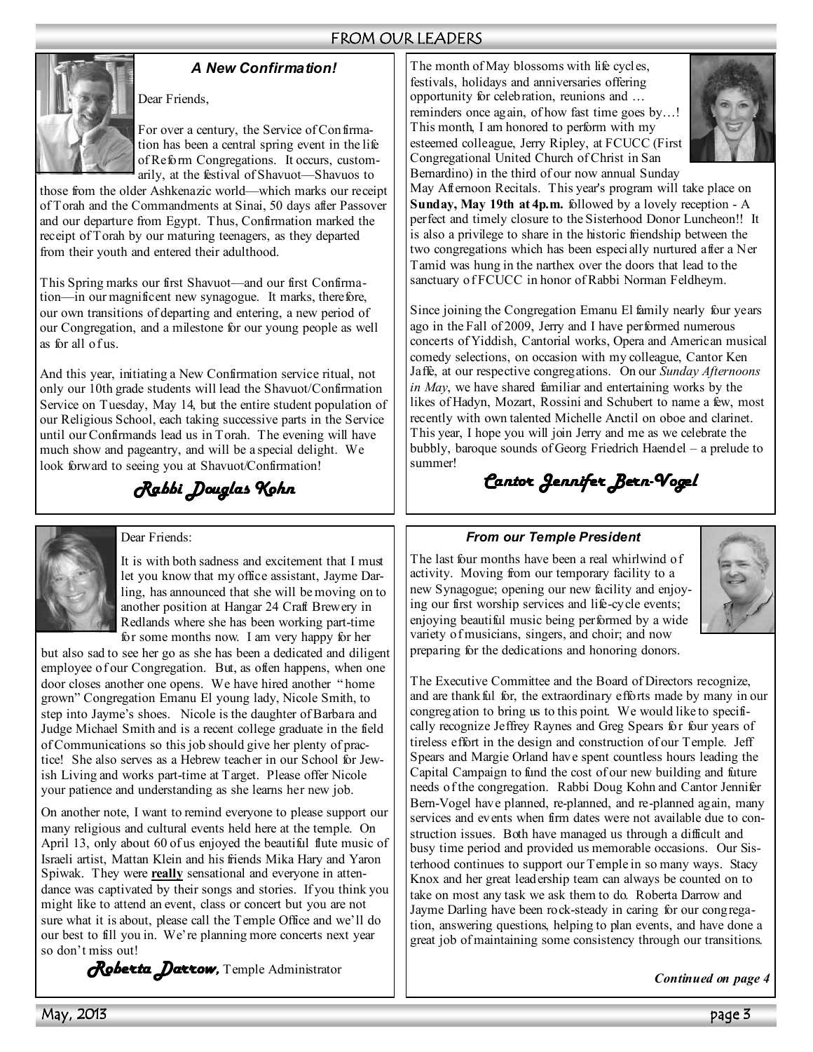## FROM OUR LEADERS

### *A New Confirmation!*

Dear Friends,

For over a century, the Service of Confirmation has been a central spring event in the life of Reform Congregations. It occurs, customarily, at the festival of Shavuot—Shavuos to those from the older Ashkenazic world—which marks our receipt of Torah and the Commandments at Sinai, 50 days after Passover and our departure from Egypt. Thus, Confirmation marked the receipt of Torah by our maturing teenagers, as they departed from their youth and entered their adulthood.

This Spring marks our first Shavuot—and our first Confirmation—in our magnificent new synagogue. It marks, therefore, our own transitions of departing and entering, a new period of our Congregation, and a milestone for our young people as well as for all of us.

And this year, initiating a New Confirmation service ritual, not only our 10th grade students will lead the Shavuot/Confirmation Service on Tuesday, May 14, but the entire student population of our Religious School, each taking successive parts in the Service until our Confirmands lead us in Torah. The evening will have much show and pageantry, and will be a special delight. We look forward to seeing you at Shavuot/Confirmation!

*Rabbi Douglas Kohn*

---

The month of May blossoms with life cycles, festivals, holidays and anniversaries offering opportunity for celebration, reunions and … reminders once again, of how fast time goes by…! This month, I am honored to perform with my esteemed colleague, Jerry Ripley, at FCUCC (First Congregational United Church of Christ in San Bernardino) in the third of our now annual Sunday May Afternoon Recitals. This year's program will take place on **Sunday, May 19th at 4p.m.** followed by a lovely reception - A perfect and timely closure to the Sisterhood Donor Luncheon!! It is also a privilege to share in the historic friendship between the two congregations which has been especially nurtured after a Ner Tamid was hung in the narthex over the doors that lead to the sanctuary of FCUCC in honor of Rabbi Norman Feldheym.

Since joining the Congregation Emanu El family nearly four years ago in the Fall of 2009, Jerry and I have performed numerous concerts of Yiddish, Cantorial works, Opera and American musical comedy selections, on occasion with my colleague, Cantor Ken Jaffe, at our respective congregations. On our *Sunday Afternoons in May*, we have shared familiar and entertaining works by the likes of Hadyn, Mozart, Rossini and Schubert to name a few, most recently with own talented Michelle Anctil on oboe and clarinet. This year, I hope you will join Jerry and me as we celebrate the bubbly, baroque sounds of Georg Friedrich Haendel – a prelude to summer!

*Cantor Jennifer Bern-Vogel*

---

Dear Friends:

It is with both sadness and excitement that I must let you know that my office assistant, Jayme Darling, has announced that she will be moving on to another position at Hangar 24 Craft Brewery in Redlands where she has been working part-time for some months now. I am very happy for her but also sad to see her go as she has been a dedicated and diligent employee of our Congregation. But, as often happens, when one door closes another one opens. We have hired another "home grown" Congregation Emanu El young lady, Nicole Smith, to step into Jayme's shoes. Nicole is the daughter of Barbara and Judge Michael Smith and is a recent college graduate in the field of Communications so this job should give her plenty of practice! She also serves as a Hebrew teacher in our School for Jewish Living and works part-time at Target. Please offer Nicole your patience and understanding as she learns her new job.

On another note, I want to remind everyone to please support our many religious and cultural events held here at the temple. On April 13, only about 60 of us enjoyed the beautiful flute music of Israeli artist, Mattan Klein and his friends Mika Hary and Yaron Spiwak. They were **really** sensational and everyone in attendance was captivated by their songs and stories. If you think you might like to attend an event, class or concert but you are not sure what it is about, please call the Temple Office and we'll do our best to fill you in. We're planning more concerts next year so don't miss out!

*Roberta Darrow*, Temple Administrator

---

### *From our Temple President*

The last four months have been a real whirlwind of activity. Moving from our temporary facility to a new Synagogue; opening our new facility and enjoying our first worship services and life-cycle events; enjoying beautiful music being performed by a wide variety of musicians, singers, and choir; and now preparing for the dedications and honoring donors.

The Executive Committee and the Board of Directors recognize, and are thankful for, the extraordinary efforts made by many in our congregation to bring us to this point. We would like to specifically recognize Jeffrey Raynes and Greg Spears for four years of tireless effort in the design and construction of our Temple. Jeff Spears and Margie Orland have spent countless hours leading the Capital Campaign to fund the cost of our new building and future needs of the congregation. Rabbi Doug Kohn and Cantor Jennifer Bern-Vogel have planned, re-planned, and re-planned again, many services and events when firm dates were not available due to construction issues. Both have managed us through a difficult and busy time period and provided us memorable occasions. Our Sisterhood continues to support our Temple in so many ways. Stacy Knox and her great leadership team can always be counted on to take on most any task we ask them to do. Roberta Darrow and Jayme Darling have been rock-steady in caring for our congregation, answering questions, helping to plan events, and have done a great job of maintaining some consistency through our transitions.

***Continued on page 4***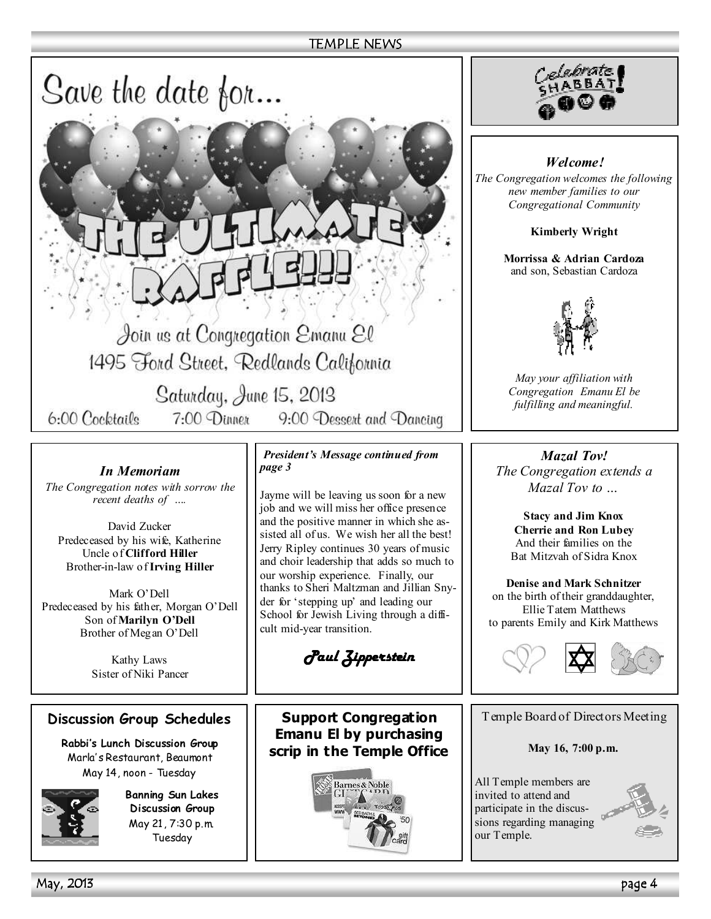# Save the date for...

## THE ULTIMATE RAFFLE!!!

Join us at Congregation Emanu El
1495 Ford Street, Redlands California

Saturday, June 15, 2013

6:00 Cocktails 7:00 Dinner 9:00 Dessert and Dancing

Celebrate SHABBAT!

### *Welcome!*

*The Congregation welcomes the following new member families to our Congregational Community*

**Kimberly Wright**

**Morrissa & Adrian Cardoza**
and son, Sebastian Cardoza

*May your affiliation with Congregation Emanu El be fulfilling and meaningful.*

### *In Memoriam*

*The Congregation notes with sorrow the recent deaths of ....*

David Zucker
Predeceased by his wife, Katherine
Uncle of **Clifford Hiller**
Brother-in-law of **Irving Hiller**

Mark O'Dell
Predeceased by his father, Morgan O'Dell
Son of **Marilyn O'Dell**
Brother of Megan O'Dell

Kathy Laws
Sister of Niki Pancer

***President's Message continued from page 3***

Jayme will be leaving us soon for a new job and we will miss her office presence and the positive manner in which she assisted all of us. We wish her all the best! Jerry Ripley continues 30 years of music and choir leadership that adds so much to our worship experience. Finally, our thanks to Sheri Maltzman and Jillian Snyder for 'stepping up' and leading our School for Jewish Living through a difficult mid-year transition.

*Paul Zipperstein*

### *Mazal Tov!*

*The Congregation extends a Mazal Tov to ...*

**Stacy and Jim Knox**
**Cherrie and Ron Lubey**
And their families on the Bat Mitzvah of Sidra Knox

**Denise and Mark Schnitzer**
on the birth of their granddaughter, Ellie Tatem Matthews
to parents Emily and Kirk Matthews

### Discussion Group Schedules

**Rabbi's Lunch Discussion Group**
Marla's Restaurant, Beaumont
May 14, noon - Tuesday

**Banning Sun Lakes Discussion Group**
May 21, 7:30 p.m.
Tuesday

### Support Congregation Emanu El by purchasing scrip in the Temple Office

### Temple Board of Directors Meeting

**May 16, 7:00 p.m.**

All Temple members are invited to attend and participate in the discussions regarding managing our Temple.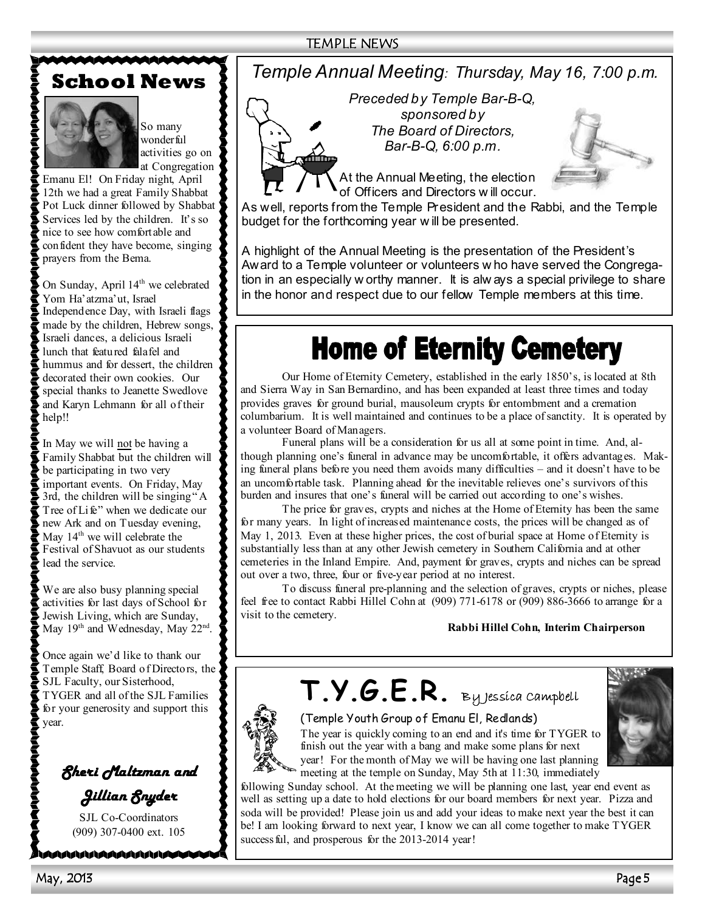## School News

So many wonderful activities go on at Congregation Emanu El! On Friday night, April 12th we had a great Family Shabbat Pot Luck dinner followed by Shabbat Services led by the children. It's so nice to see how comfortable and confident they have become, singing prayers from the Bema.

On Sunday, April 14th we celebrated Yom Ha'atzma'ut, Israel Independence Day, with Israeli flags made by the children, Hebrew songs, Israeli dances, a delicious Israeli lunch that featured falafel and hummus and for dessert, the children decorated their own cookies. Our special thanks to Jeanette Swedlove and Karyn Lehmann for all of their help!!

In May we will not be having a Family Shabbat but the children will be participating in two very important events. On Friday, May 3rd, the children will be singing "A Tree of Life" when we dedicate our new Ark and on Tuesday evening, May 14th we will celebrate the Festival of Shavuot as our students lead the service.

We are also busy planning special activities for last days of School for Jewish Living, which are Sunday, May 19th and Wednesday, May 22nd.

Once again we'd like to thank our Temple Staff, Board of Directors, the SJL Faculty, our Sisterhood, TYGER and all of the SJL Families for your generosity and support this year.

*Sheri Maltzman and Jillian Snyder*

SJL Co-Coordinators
(909) 307-0400 ext. 105

## *Temple Annual Meeting: Thursday, May 16, 7:00 p.m.*

*Preceded by Temple Bar-B-Q, sponsored by The Board of Directors, Bar-B-Q, 6:00 p.m.*

At the Annual Meeting, the election of Officers and Directors will occur. As well, reports from the Temple President and the Rabbi, and the Temple budget for the forthcoming year will be presented.

A highlight of the Annual Meeting is the presentation of the President's Award to a Temple volunteer or volunteers who have served the Congregation in an especially worthy manner. It is always a special privilege to share in the honor and respect due to our fellow Temple members at this time.

## Home of Eternity Cemetery

Our Home of Eternity Cemetery, established in the early 1850's, is located at 8th and Sierra Way in San Bernardino, and has been expanded at least three times and today provides graves for ground burial, mausoleum crypts for entombment and a cremation columbarium. It is well maintained and continues to be a place of sanctity. It is operated by a volunteer Board of Managers.

Funeral plans will be a consideration for us all at some point in time. And, although planning one's funeral in advance may be uncomfortable, it offers advantages. Making funeral plans before you need them avoids many difficulties – and it doesn't have to be an uncomfortable task. Planning ahead for the inevitable relieves one's survivors of this burden and insures that one's funeral will be carried out according to one's wishes.

The price for graves, crypts and niches at the Home of Eternity has been the same for many years. In light of increased maintenance costs, the prices will be changed as of May 1, 2013. Even at these higher prices, the cost of burial space at Home of Eternity is substantially less than at any other Jewish cemetery in Southern California and at other cemeteries in the Inland Empire. And, payment for graves, crypts and niches can be spread out over a two, three, four or five-year period at no interest.

To discuss funeral pre-planning and the selection of graves, crypts or niches, please feel free to contact Rabbi Hillel Cohn at (909) 771-6178 or (909) 886-3666 to arrange for a visit to the cemetery.

**Rabbi Hillel Cohn, Interim Chairperson**

## T.Y.G.E.R. By Jessica Campbell

(Temple Youth Group of Emanu El, Redlands)

The year is quickly coming to an end and it's time for TYGER to finish out the year with a bang and make some plans for next year! For the month of May we will be having one last planning meeting at the temple on Sunday, May 5th at 11:30, immediately following Sunday school. At the meeting we will be planning one last, year end event as well as setting up a date to hold elections for our board members for next year. Pizza and soda will be provided! Please join us and add your ideas to make next year the best it can be! I am looking forward to next year, I know we can all come together to make TYGER successful, and prosperous for the 2013-2014 year!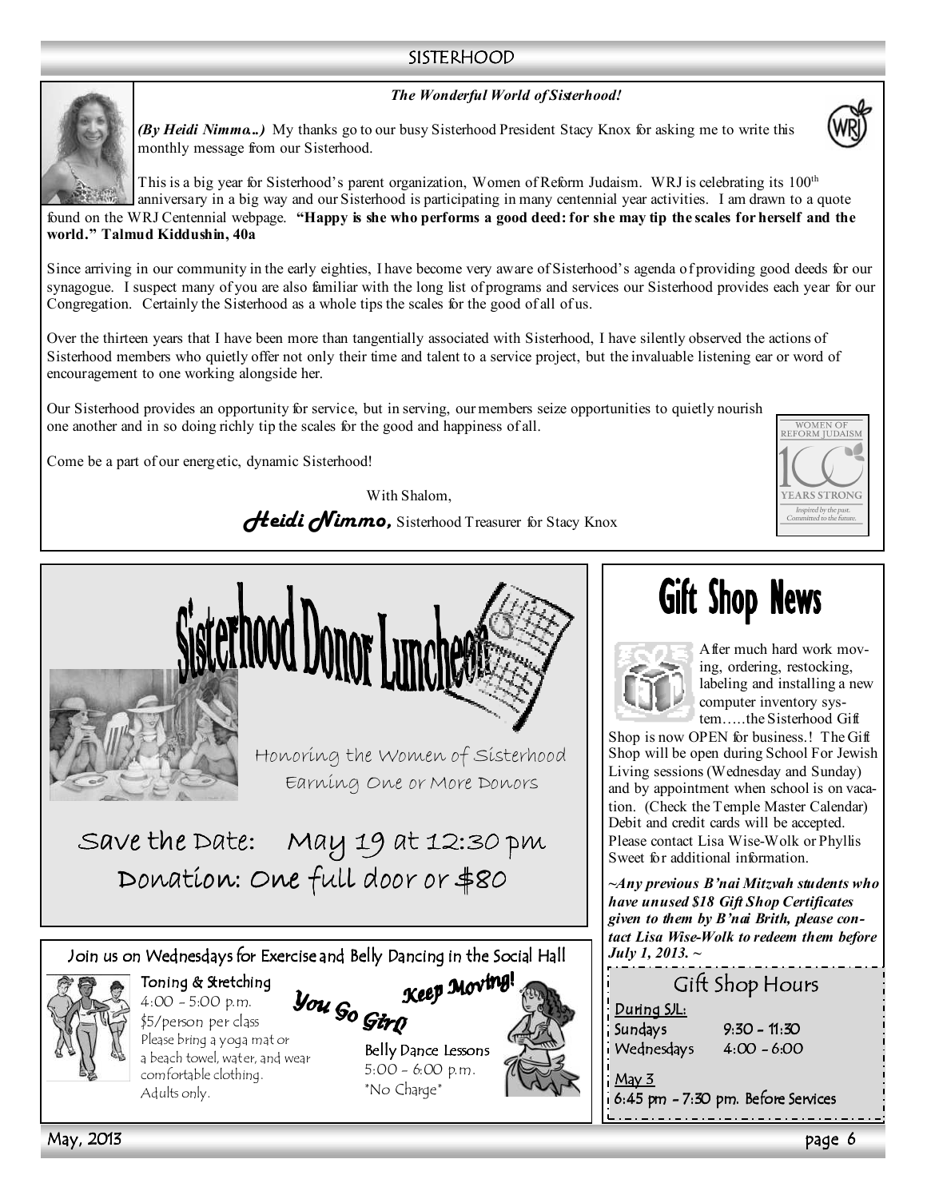## SISTERHOOD

### *The Wonderful World of Sisterhood!*

***(By Heidi Nimmo..)*** My thanks go to our busy Sisterhood President Stacy Knox for asking me to write this monthly message from our Sisterhood.

This is a big year for Sisterhood's parent organization, Women of Reform Judaism. WRJ is celebrating its 100th anniversary in a big way and our Sisterhood is participating in many centennial year activities. I am drawn to a quote found on the WRJ Centennial webpage. **"Happy is she who performs a good deed: for she may tip the scales for herself and the world." Talmud Kiddushin, 40a**

Since arriving in our community in the early eighties, I have become very aware of Sisterhood's agenda of providing good deeds for our synagogue. I suspect many of you are also familiar with the long list of programs and services our Sisterhood provides each year for our Congregation. Certainly the Sisterhood as a whole tips the scales for the good of all of us.

Over the thirteen years that I have been more than tangentially associated with Sisterhood, I have silently observed the actions of Sisterhood members who quietly offer not only their time and talent to a service project, but the invaluable listening ear or word of encouragement to one working alongside her.

Our Sisterhood provides an opportunity for service, but in serving, our members seize opportunities to quietly nourish one another and in so doing richly tip the scales for the good and happiness of all.

Come be a part of our energetic, dynamic Sisterhood!

With Shalom,

***Heidi Nimmo,*** Sisterhood Treasurer for Stacy Knox

WOMEN OF REFORM JUDAISM
100 YEARS STRONG
*Inspired by the past. Committed to the future.*

## Sisterhood Donor Luncheon

Honoring the Women of Sisterhood Earning One or More Donors

**Save the Date: May 19 at 12:30 pm**

**Donation: One full door or $80**

### Join us on Wednesdays for Exercise and Belly Dancing in the Social Hall

**Toning & Stretching**
4:00 - 5:00 p.m.
$5/person per class
Please bring a yoga mat or a beach towel, water, and wear comfortable clothing.
Adults only.

*You Go Girl!* *Keep Moving!*

**Belly Dance Lessons**
5:00 - 6:00 p.m.
*No Charge*

## Gift Shop News

After much hard work moving, ordering, restocking, labeling and installing a new computer inventory system…..the Sisterhood Gift Shop is now OPEN for business.! The Gift Shop will be open during School For Jewish Living sessions (Wednesday and Sunday) and by appointment when school is on vacation. (Check the Temple Master Calendar) Debit and credit cards will be accepted. Please contact Lisa Wise-Wolk or Phyllis Sweet for additional information.

***~Any previous B'nai Mitzvah students who have unused $18 Gift Shop Certificates given to them by B'nai Brith, please contact Lisa Wise-Wolk to redeem them before July 1, 2013. ~***

### Gift Shop Hours

During SJL:
Sundays 9:30 - 11:30
Wednesdays 4:00 - 6:00

May 3
6:45 pm - 7:30 pm. Before Services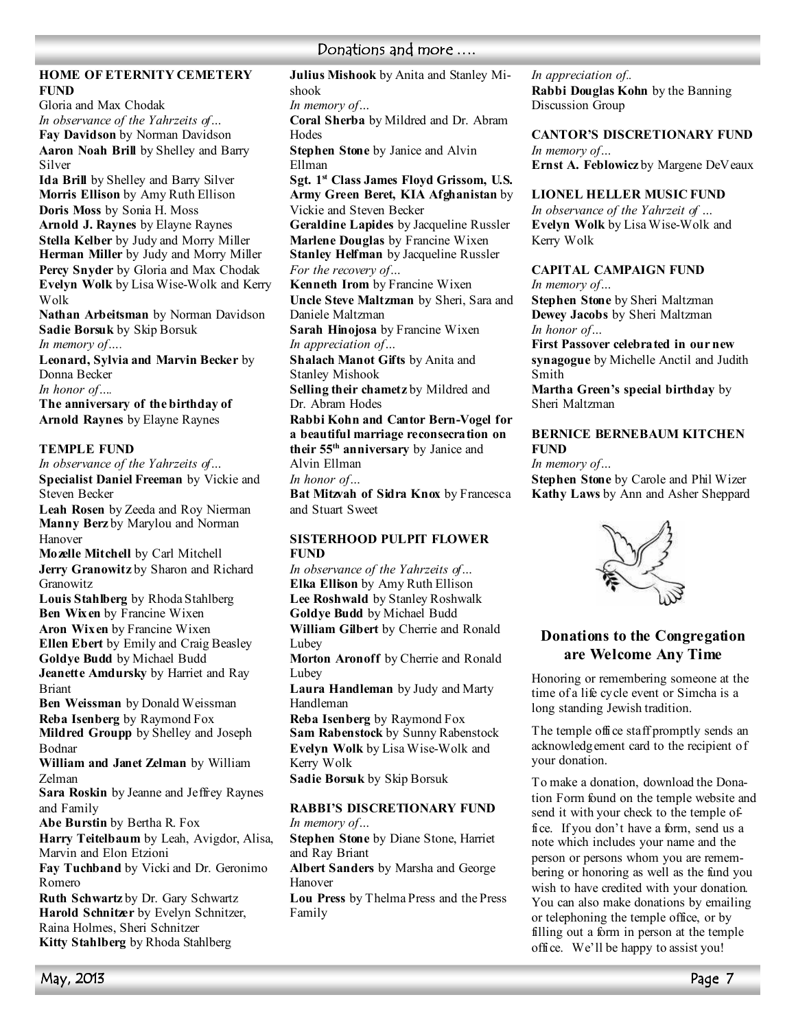# Donations and more ….

**HOME OF ETERNITY CEMETERY FUND**

Gloria and Max Chodak

*In observance of the Yahrzeits of…*

**Fay Davidson** by Norman Davidson
**Aaron Noah Brill** by Shelley and Barry Silver
**Ida Brill** by Shelley and Barry Silver
**Morris Ellison** by Amy Ruth Ellison
**Doris Moss** by Sonia H. Moss
**Arnold J. Raynes** by Elayne Raynes
**Stella Kelber** by Judy and Morry Miller
**Herman Miller** by Judy and Morry Miller
**Percy Snyder** by Gloria and Max Chodak
**Evelyn Wolk** by Lisa Wise-Wolk and Kerry Wolk
**Nathan Arbeitsman** by Norman Davidson
**Sadie Borsuk** by Skip Borsuk

*In memory of….*

**Leonard, Sylvia and Marvin Becker** by Donna Becker

*In honor of….*

**The anniversary of the birthday of Arnold Raynes** by Elayne Raynes

**TEMPLE FUND**

*In observance of the Yahrzeits of…*

**Specialist Daniel Freeman** by Vickie and Steven Becker
**Leah Rosen** by Zeeda and Roy Nierman
**Manny Berz** by Marylou and Norman Hanover
**Mozelle Mitchell** by Carl Mitchell
**Jerry Granowitz** by Sharon and Richard Granowitz
**Louis Stahlberg** by Rhoda Stahlberg
**Ben Wixen** by Francine Wixen
**Aron Wixen** by Francine Wixen
**Ellen Ebert** by Emily and Craig Beasley
**Goldye Budd** by Michael Budd
**Jeanette Amdursky** by Harriet and Ray Briant
**Ben Weissman** by Donald Weissman
**Reba Isenberg** by Raymond Fox
**Mildred Groupp** by Shelley and Joseph Bodnar
**William and Janet Zelman** by William Zelman
**Sara Roskin** by Jeanne and Jeffrey Raynes and Family
**Abe Burstin** by Bertha R. Fox
**Harry Teitelbaum** by Leah, Avigdor, Alisa, Marvin and Elon Etzioni
**Fay Tuchband** by Vicki and Dr. Geronimo Romero
**Ruth Schwartz** by Dr. Gary Schwartz
**Harold Schnitzer** by Evelyn Schnitzer, Raina Holmes, Sheri Schnitzer
**Kitty Stahlberg** by Rhoda Stahlberg
**Julius Mishook** by Anita and Stanley Mishook

*In memory of…*

**Coral Sherba** by Mildred and Dr. Abram Hodes
**Stephen Stone** by Janice and Alvin Ellman
**Sgt. 1st Class James Floyd Grissom, U.S. Army Green Beret, KIA Afghanistan** by Vickie and Steven Becker
**Geraldine Lapides** by Jacqueline Russler
**Marlene Douglas** by Francine Wixen
**Stanley Helfman** by Jacqueline Russler

*For the recovery of…*

**Kenneth Irom** by Francine Wixen
**Uncle Steve Maltzman** by Sheri, Sara and Daniele Maltzman
**Sarah Hinojosa** by Francine Wixen

*In appreciation of…*

**Shalach Manot Gifts** by Anita and Stanley Mishook
**Selling their chametz** by Mildred and Dr. Abram Hodes
**Rabbi Kohn and Cantor Bern-Vogel for a beautiful marriage reconsecration on their 55th anniversary** by Janice and Alvin Ellman

*In honor of…*

**Bat Mitzvah of Sidra Knox** by Francesca and Stuart Sweet

**SISTERHOOD PULPIT FLOWER FUND**

*In observance of the Yahrzeits of…*

**Elka Ellison** by Amy Ruth Ellison
**Lee Roshwald** by Stanley Roshwalk
**Goldye Budd** by Michael Budd
**William Gilbert** by Cherrie and Ronald Lubey
**Morton Aronoff** by Cherrie and Ronald Lubey
**Laura Handleman** by Judy and Marty Handleman
**Reba Isenberg** by Raymond Fox
**Sam Rabenstock** by Sunny Rabenstock
**Evelyn Wolk** by Lisa Wise-Wolk and Kerry Wolk
**Sadie Borsuk** by Skip Borsuk

**RABBI'S DISCRETIONARY FUND**

*In memory of…*

**Stephen Stone** by Diane Stone, Harriet and Ray Briant
**Albert Sanders** by Marsha and George Hanover
**Lou Press** by Thelma Press and the Press Family

*In appreciation of..*

**Rabbi Douglas Kohn** by the Banning Discussion Group

**CANTOR'S DISCRETIONARY FUND**

*In memory of…*

**Ernst A. Feblowicz** by Margene DeVeaux

**LIONEL HELLER MUSIC FUND**

*In observance of the Yahrzeit of …*

**Evelyn Wolk** by Lisa Wise-Wolk and Kerry Wolk

**CAPITAL CAMPAIGN FUND**

*In memory of…*

**Stephen Stone** by Sheri Maltzman
**Dewey Jacobs** by Sheri Maltzman

*In honor of…*

**First Passover celebrated in our new synagogue** by Michelle Anctil and Judith Smith
**Martha Green's special birthday** by Sheri Maltzman

**BERNICE BERNEBAUM KITCHEN FUND**

*In memory of…*

**Stephen Stone** by Carole and Phil Wizer
**Kathy Laws** by Ann and Asher Sheppard

## Donations to the Congregation are Welcome Any Time

Honoring or remembering someone at the time of a life cycle event or Simcha is a long standing Jewish tradition.

The temple office staff promptly sends an acknowledgement card to the recipient of your donation.

To make a donation, download the Donation Form found on the temple website and send it with your check to the temple office. If you don't have a form, send us a note which includes your name and the person or persons whom you are remembering or honoring as well as the fund you wish to have credited with your donation. You can also make donations by emailing or telephoning the temple office, or by filling out a form in person at the temple office. We'll be happy to assist you!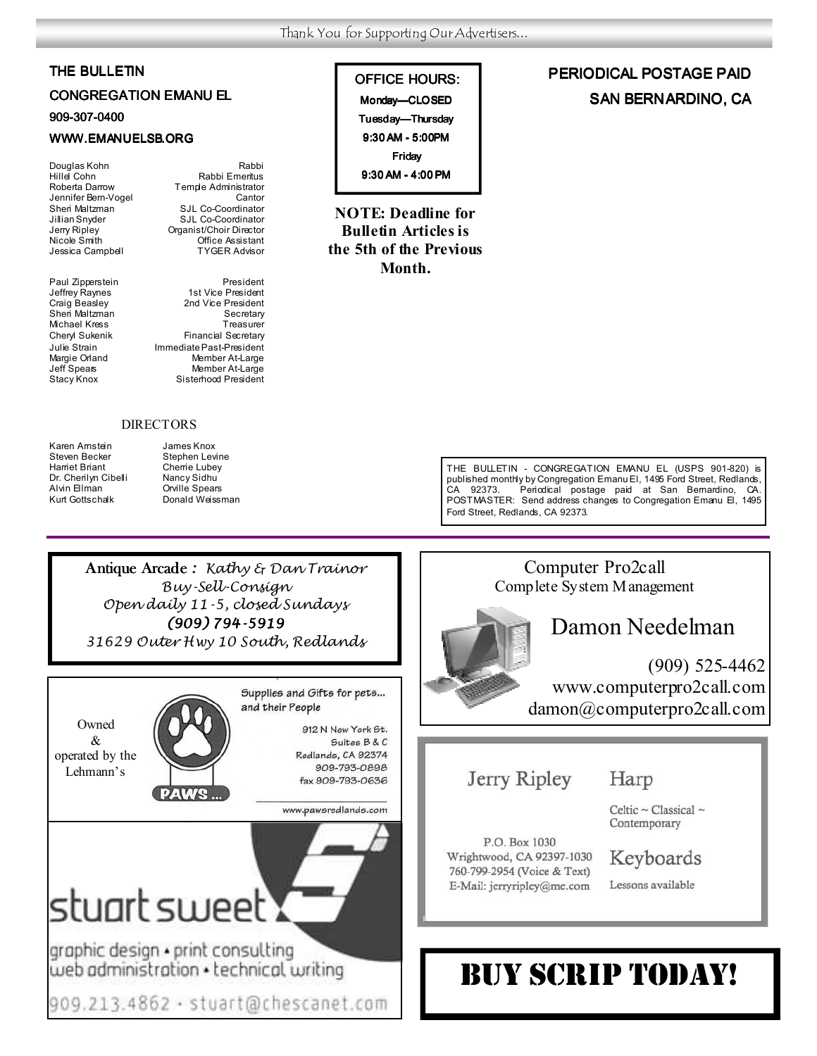Thank You for Supporting Our Advertisers…

**THE BULLETIN**

**CONGREGATION EMANU EL**

**909-307-0400**

**WWW.EMANUELSB.ORG**

| | |
|---|---|
| Douglas Kohn | Rabbi |
| Hillel Cohn | Rabbi Emeritus |
| Roberta Darrow | Temple Administrator |
| Jennifer Bern-Vogel | Cantor |
| Sheri Maltzman | SJL Co-Coordinator |
| Jillian Snyder | SJL Co-Coordinator |
| Jerry Ripley | Organist/Choir Director |
| Nicole Smith | Office Assistant |
| Jessica Campbell | TYGER Advisor |

| | |
|---|---|
| Paul Zipperstein | President |
| Jeffrey Raynes | 1st Vice President |
| Craig Beasley | 2nd Vice President |
| Sheri Maltzman | Secretary |
| Michael Kress | Treasurer |
| Cheryl Sukenik | Financial Secretary |
| Julie Strain | Immediate Past-President |
| Margie Orland | Member At-Large |
| Jeff Spears | Member At-Large |
| Stacy Knox | Sisterhood President |

DIRECTORS

| | |
|---|---|
| Karen Arnstein | James Knox |
| Steven Becker | Stephen Levine |
| Harriet Briant | Cherrie Lubey |
| Dr. Cherilyn Cibelli | Nancy Sidhu |
| Alvin Ellman | Orville Spears |
| Kurt Gottschalk | Donald Weissman |

**OFFICE HOURS:**

**Monday—CLOSED**

**Tuesday—Thursday**

**9:30 AM - 5:00PM**

**Friday**

**9:30 AM - 4:00 PM**

**NOTE: Deadline for Bulletin Articles is the 5th of the Previous Month.**

**PERIODICAL POSTAGE PAID**

**SAN BERNARDINO, CA**

THE BULLETIN - CONGREGATION EMANU EL (USPS 901-820) is published monthly by Congregation Emanu El, 1495 Ford Street, Redlands, CA 92373. Periodical postage paid at San Bernardino, CA. POSTMASTER: Send address changes to Congregation Emanu El, 1495 Ford Street, Redlands, CA 92373.

---

**Antique Arcade :** *Kathy & Dan Trainor*
*Buy-Sell-Consign*
*Open daily 11-5, closed Sundays*
***(909) 794-5919***
*31629 Outer Hwy 10 South, Redlands*

Computer Pro2call
Complete System Management
Damon Needelman
(909) 525-4462
www.computerpro2call.com
damon@computerpro2call.com

Owned & operated by the Lehmann's

PAWS…
Supplies and Gifts for pets… and their People
912 N New York St.
Suites B & C
Redlands, CA 92374
909-793-0898
fax 909-793-0636
www.pawsredlands.com

Jerry Ripley
P.O. Box 1030
Wrightwood, CA 92397-1030
760-799-2954 (Voice & Text)
E-Mail: jerryripley@me.com

Harp
Celtic ~ Classical ~ Contemporary

Keyboards
Lessons available

stuart sweet
graphic design • print consulting
web administration • technical writing
909.213.4862 • stuart@chescanet.com

**BUY SCRIP TODAY!**